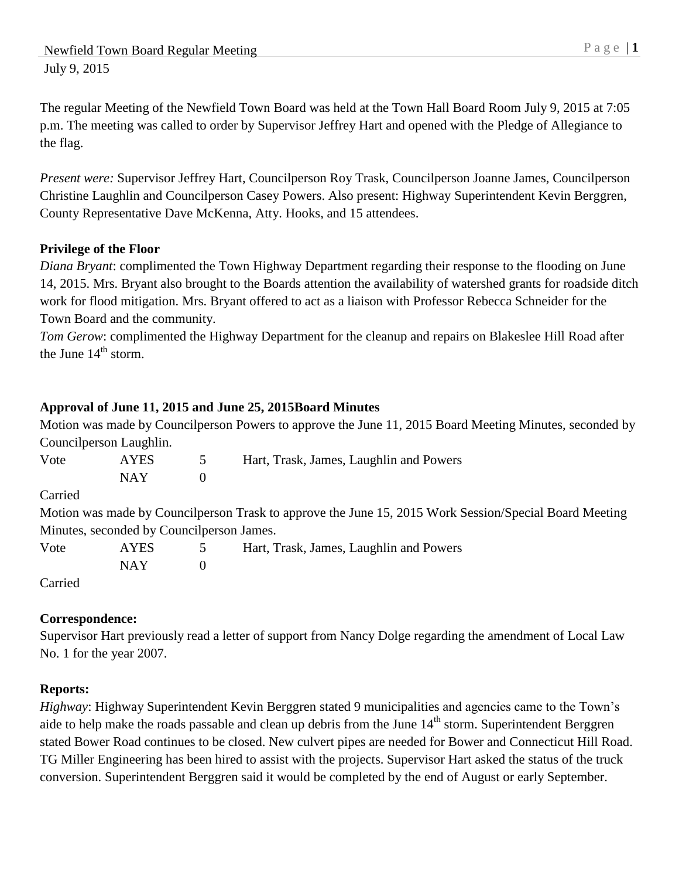Newfield Town Board Regular Meeting
July 9, 2015

The regular Meeting of the Newfield Town Board was held at the Town Hall Board Room July 9, 2015 at 7:05 p.m. The meeting was called to order by Supervisor Jeffrey Hart and opened with the Pledge of Allegiance to the flag.

*Present were:* Supervisor Jeffrey Hart, Councilperson Roy Trask, Councilperson Joanne James, Councilperson Christine Laughlin and Councilperson Casey Powers. Also present: Highway Superintendent Kevin Berggren, County Representative Dave McKenna, Atty. Hooks, and 15 attendees.

**Privilege of the Floor**

*Diana Bryant*: complimented the Town Highway Department regarding their response to the flooding on June 14, 2015. Mrs. Bryant also brought to the Boards attention the availability of watershed grants for roadside ditch work for flood mitigation. Mrs. Bryant offered to act as a liaison with Professor Rebecca Schneider for the Town Board and the community.

*Tom Gerow*: complimented the Highway Department for the cleanup and repairs on Blakeslee Hill Road after the June 14th storm.

**Approval of June 11, 2015 and June 25, 2015Board Minutes**

Motion was made by Councilperson Powers to approve the June 11, 2015 Board Meeting Minutes, seconded by Councilperson Laughlin.

| Vote | AYES | 5 | Hart, Trask, James, Laughlin and Powers |
|---|---|---|---|
| | NAY | 0 | |

Carried

Motion was made by Councilperson Trask to approve the June 15, 2015 Work Session/Special Board Meeting Minutes, seconded by Councilperson James.

| Vote | AYES | 5 | Hart, Trask, James, Laughlin and Powers |
|---|---|---|---|
| | NAY | 0 | |

Carried

**Correspondence:**

Supervisor Hart previously read a letter of support from Nancy Dolge regarding the amendment of Local Law No. 1 for the year 2007.

**Reports:**

*Highway*: Highway Superintendent Kevin Berggren stated 9 municipalities and agencies came to the Town's aide to help make the roads passable and clean up debris from the June 14th storm. Superintendent Berggren stated Bower Road continues to be closed. New culvert pipes are needed for Bower and Connecticut Hill Road. TG Miller Engineering has been hired to assist with the projects. Supervisor Hart asked the status of the truck conversion. Superintendent Berggren said it would be completed by the end of August or early September.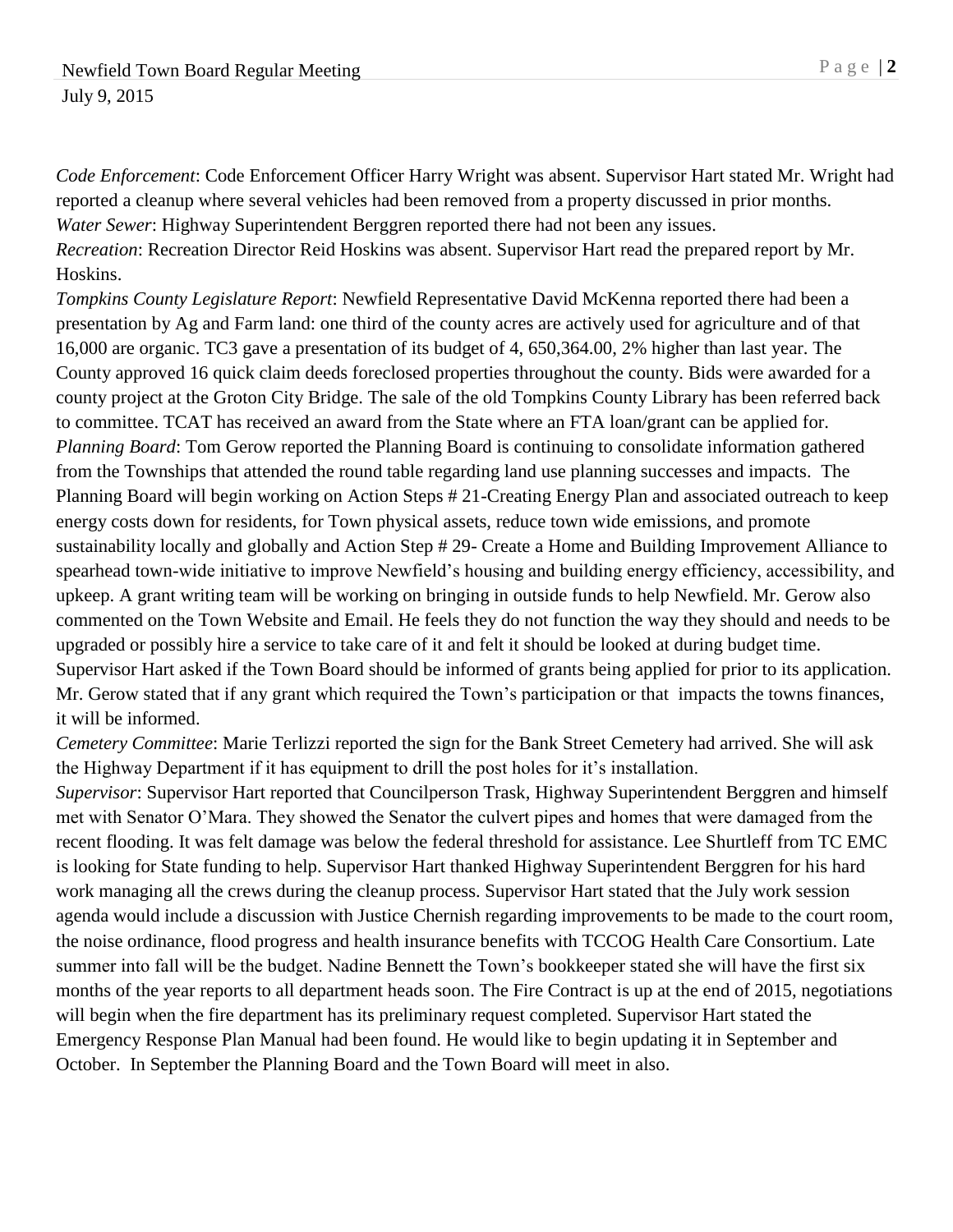*Code Enforcement*: Code Enforcement Officer Harry Wright was absent. Supervisor Hart stated Mr. Wright had reported a cleanup where several vehicles had been removed from a property discussed in prior months.
*Water Sewer*: Highway Superintendent Berggren reported there had not been any issues.
*Recreation*: Recreation Director Reid Hoskins was absent. Supervisor Hart read the prepared report by Mr. Hoskins.
*Tompkins County Legislature Report*: Newfield Representative David McKenna reported there had been a presentation by Ag and Farm land: one third of the county acres are actively used for agriculture and of that 16,000 are organic. TC3 gave a presentation of its budget of 4, 650,364.00, 2% higher than last year. The County approved 16 quick claim deeds foreclosed properties throughout the county. Bids were awarded for a county project at the Groton City Bridge. The sale of the old Tompkins County Library has been referred back to committee. TCAT has received an award from the State where an FTA loan/grant can be applied for.
*Planning Board*: Tom Gerow reported the Planning Board is continuing to consolidate information gathered from the Townships that attended the round table regarding land use planning successes and impacts. The Planning Board will begin working on Action Steps # 21-Creating Energy Plan and associated outreach to keep energy costs down for residents, for Town physical assets, reduce town wide emissions, and promote sustainability locally and globally and Action Step # 29- Create a Home and Building Improvement Alliance to spearhead town-wide initiative to improve Newfield's housing and building energy efficiency, accessibility, and upkeep. A grant writing team will be working on bringing in outside funds to help Newfield. Mr. Gerow also commented on the Town Website and Email. He feels they do not function the way they should and needs to be upgraded or possibly hire a service to take care of it and felt it should be looked at during budget time. Supervisor Hart asked if the Town Board should be informed of grants being applied for prior to its application. Mr. Gerow stated that if any grant which required the Town's participation or that impacts the towns finances, it will be informed.
*Cemetery Committee*: Marie Terlizzi reported the sign for the Bank Street Cemetery had arrived. She will ask the Highway Department if it has equipment to drill the post holes for it's installation.
*Supervisor*: Supervisor Hart reported that Councilperson Trask, Highway Superintendent Berggren and himself met with Senator O'Mara. They showed the Senator the culvert pipes and homes that were damaged from the recent flooding. It was felt damage was below the federal threshold for assistance. Lee Shurtleff from TC EMC is looking for State funding to help. Supervisor Hart thanked Highway Superintendent Berggren for his hard work managing all the crews during the cleanup process. Supervisor Hart stated that the July work session agenda would include a discussion with Justice Chernish regarding improvements to be made to the court room, the noise ordinance, flood progress and health insurance benefits with TCCOG Health Care Consortium. Late summer into fall will be the budget. Nadine Bennett the Town's bookkeeper stated she will have the first six months of the year reports to all department heads soon. The Fire Contract is up at the end of 2015, negotiations will begin when the fire department has its preliminary request completed. Supervisor Hart stated the Emergency Response Plan Manual had been found. He would like to begin updating it in September and October. In September the Planning Board and the Town Board will meet in also.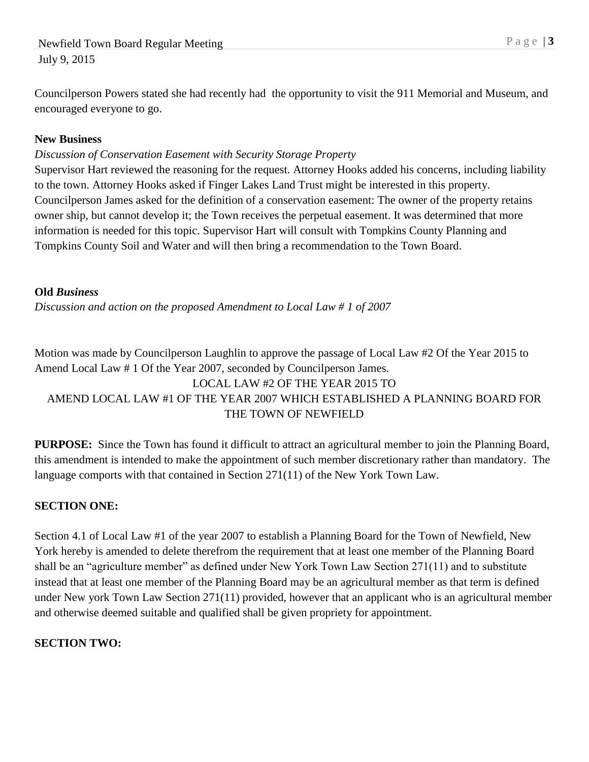Councilperson Powers stated she had recently had  the opportunity to visit the 911 Memorial and Museum, and encouraged everyone to go.

**New Business**

*Discussion of Conservation Easement with Security Storage Property*

Supervisor Hart reviewed the reasoning for the request. Attorney Hooks added his concerns, including liability to the town. Attorney Hooks asked if Finger Lakes Land Trust might be interested in this property. Councilperson James asked for the definition of a conservation easement: The owner of the property retains owner ship, but cannot develop it; the Town receives the perpetual easement. It was determined that more information is needed for this topic. Supervisor Hart will consult with Tompkins County Planning and Tompkins County Soil and Water and will then bring a recommendation to the Town Board.

**Old** ***Business***

*Discussion and action on the proposed Amendment to Local Law # 1 of 2007*

Motion was made by Councilperson Laughlin to approve the passage of Local Law #2 Of the Year 2015 to Amend Local Law # 1 Of the Year 2007, seconded by Councilperson James.

LOCAL LAW #2 OF THE YEAR 2015 TO
AMEND LOCAL LAW #1 OF THE YEAR 2007 WHICH ESTABLISHED A PLANNING BOARD FOR THE TOWN OF NEWFIELD

**PURPOSE:** Since the Town has found it difficult to attract an agricultural member to join the Planning Board, this amendment is intended to make the appointment of such member discretionary rather than mandatory. The language comports with that contained in Section 271(11) of the New York Town Law.

**SECTION ONE:**

Section 4.1 of Local Law #1 of the year 2007 to establish a Planning Board for the Town of Newfield, New York hereby is amended to delete therefrom the requirement that at least one member of the Planning Board shall be an "agriculture member" as defined under New York Town Law Section 271(11) and to substitute instead that at least one member of the Planning Board may be an agricultural member as that term is defined under New york Town Law Section 271(11) provided, however that an applicant who is an agricultural member and otherwise deemed suitable and qualified shall be given propriety for appointment.

**SECTION TWO:**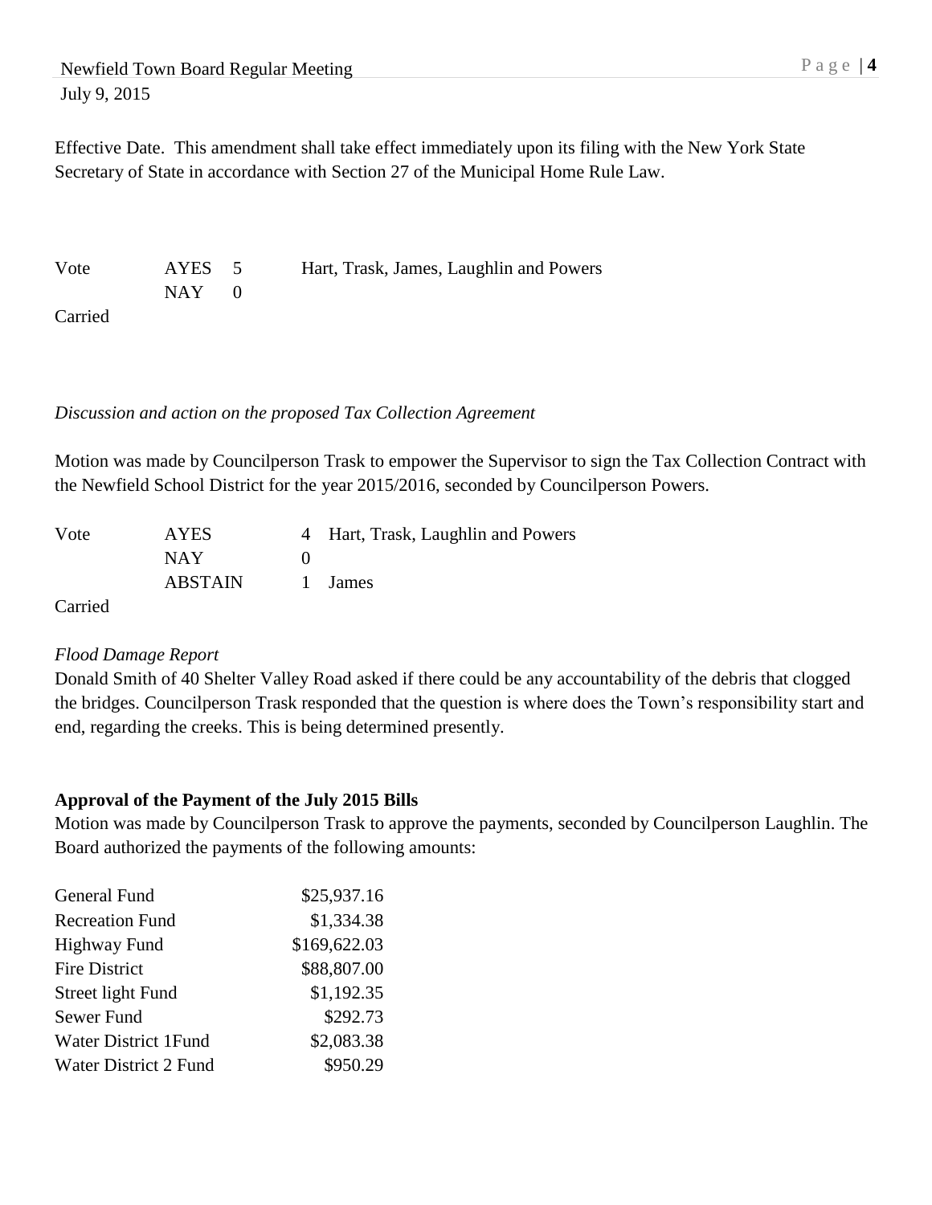Effective Date. This amendment shall take effect immediately upon its filing with the New York State Secretary of State in accordance with Section 27 of the Municipal Home Rule Law.

| Vote | AYES | 5 | Hart, Trask, James, Laughlin and Powers |
|---|---|---|---|
| | NAY | 0 | |

Carried

*Discussion and action on the proposed Tax Collection Agreement*

Motion was made by Councilperson Trask to empower the Supervisor to sign the Tax Collection Contract with the Newfield School District for the year 2015/2016, seconded by Councilperson Powers.

| Vote | AYES | 4 | Hart, Trask, Laughlin and Powers |
|---|---|---|---|
| | NAY | 0 | |
| | ABSTAIN | 1 | James |

Carried

*Flood Damage Report*

Donald Smith of 40 Shelter Valley Road asked if there could be any accountability of the debris that clogged the bridges. Councilperson Trask responded that the question is where does the Town's responsibility start and end, regarding the creeks. This is being determined presently.

**Approval of the Payment of the July 2015 Bills**

Motion was made by Councilperson Trask to approve the payments, seconded by Councilperson Laughlin. The Board authorized the payments of the following amounts:

| Fund | Amount |
|---|---|
| General Fund | \$25,937.16 |
| Recreation Fund | \$1,334.38 |
| Highway Fund | \$169,622.03 |
| Fire District | \$88,807.00 |
| Street light Fund | \$1,192.35 |
| Sewer Fund | \$292.73 |
| Water District 1Fund | \$2,083.38 |
| Water District 2 Fund | \$950.29 |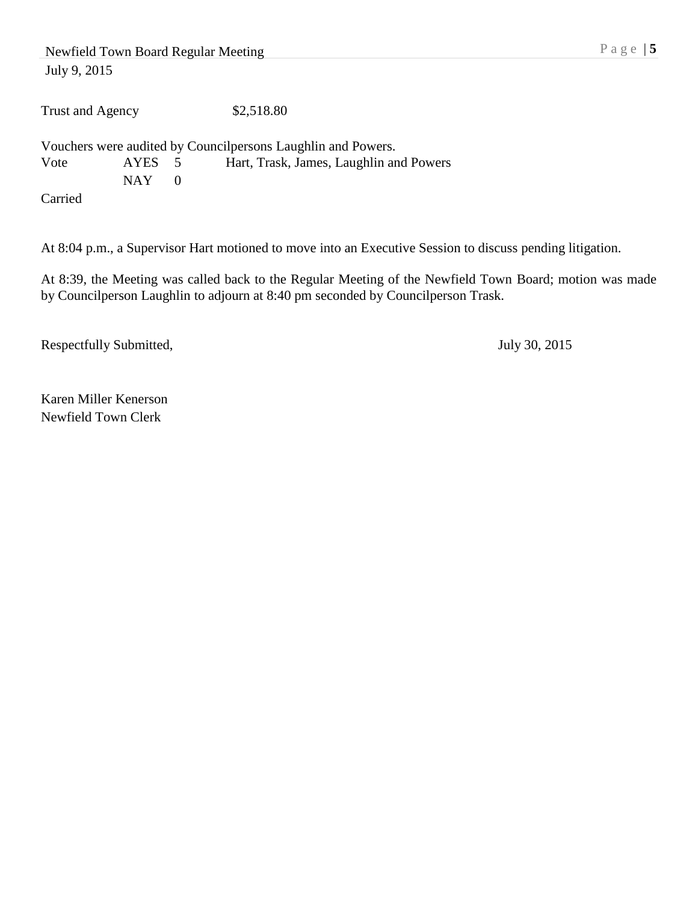Trust and Agency $2,518.80

Vouchers were audited by Councilpersons Laughlin and Powers.

| | | | |
|---|---|---|---|
| Vote | AYES | 5 | Hart, Trask, James, Laughlin and Powers |
| | NAY | 0 | |

Carried

At 8:04 p.m., a Supervisor Hart motioned to move into an Executive Session to discuss pending litigation.

At 8:39, the Meeting was called back to the Regular Meeting of the Newfield Town Board; motion was made by Councilperson Laughlin to adjourn at 8:40 pm seconded by Councilperson Trask.

Respectfully Submitted, July 30, 2015

Karen Miller Kenerson
Newfield Town Clerk